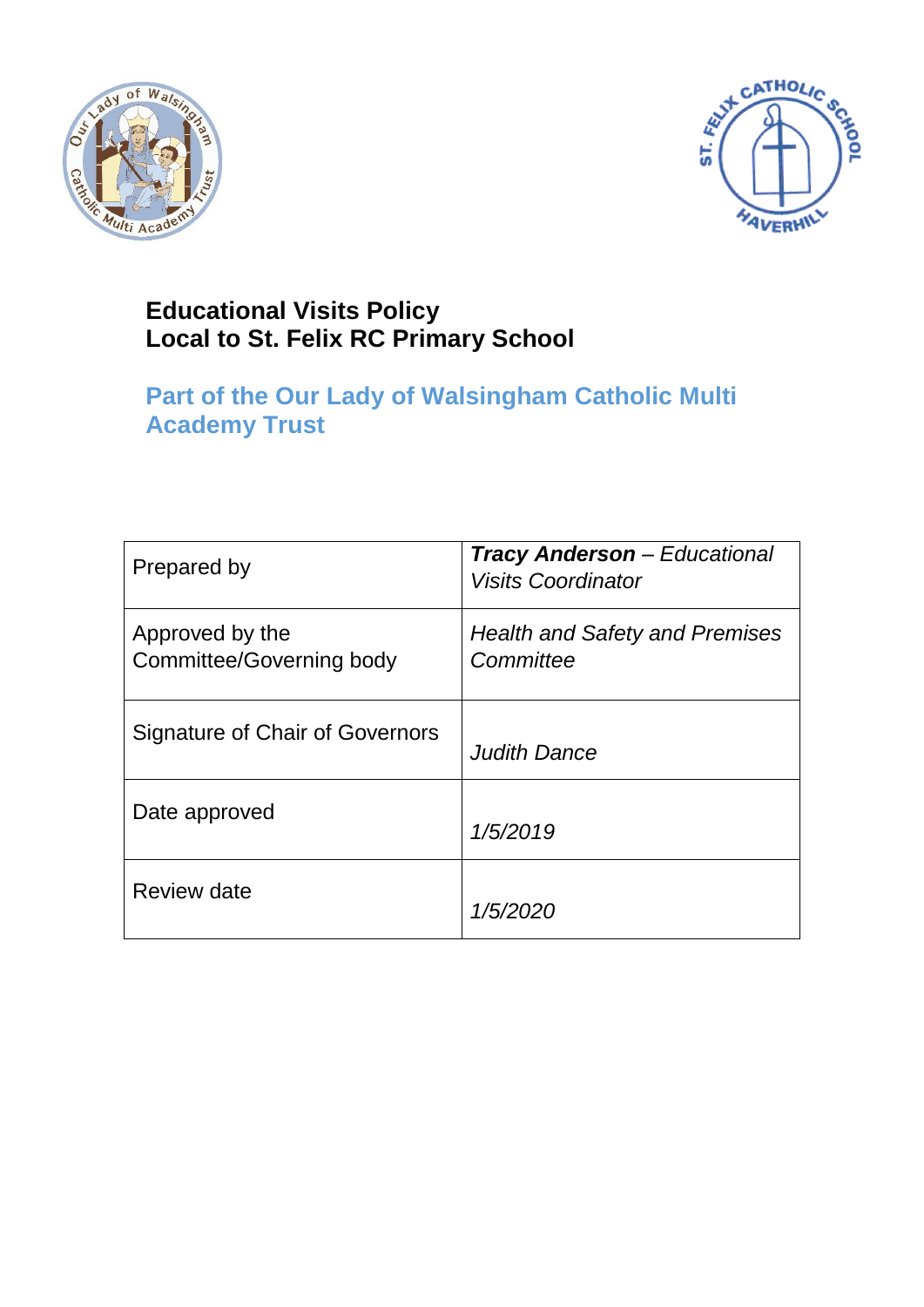# Educational Visits Policy
# Local to St. Felix RC Primary School

## Part of the Our Lady of Walsingham Catholic Multi Academy Trust

| | |
|---|---|
| Prepared by | ***Tracy Anderson*** *– Educational Visits Coordinator* |
| Approved by the Committee/Governing body | *Health and Safety and Premises Committee* |
| Signature of Chair of Governors | *Judith Dance* |
| Date approved | *1/5/2019* |
| Review date | *1/5/2020* |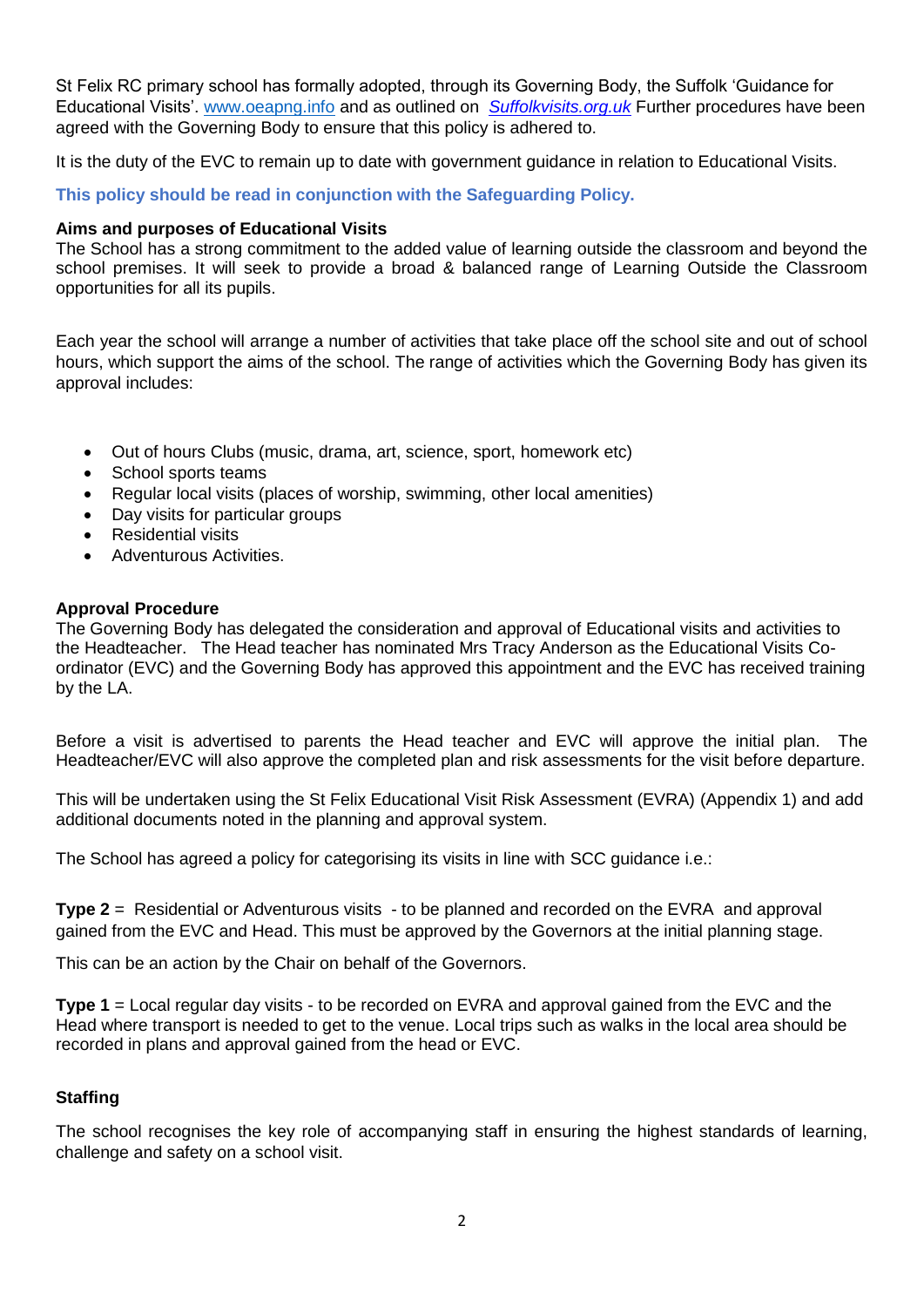St Felix RC primary school has formally adopted, through its Governing Body, the Suffolk 'Guidance for Educational Visits'. [www.oeapng.info](http://www.oeapng.info) and as outlined on [*Suffolkvisits.org.uk*](http://Suffolkvisits.org.uk) Further procedures have been agreed with the Governing Body to ensure that this policy is adhered to.

It is the duty of the EVC to remain up to date with government guidance in relation to Educational Visits.

**This policy should be read in conjunction with the Safeguarding Policy.**

**Aims and purposes of Educational Visits**

The School has a strong commitment to the added value of learning outside the classroom and beyond the school premises. It will seek to provide a broad & balanced range of Learning Outside the Classroom opportunities for all its pupils.

Each year the school will arrange a number of activities that take place off the school site and out of school hours, which support the aims of the school. The range of activities which the Governing Body has given its approval includes:

- Out of hours Clubs (music, drama, art, science, sport, homework etc)
- School sports teams
- Regular local visits (places of worship, swimming, other local amenities)
- Day visits for particular groups
- Residential visits
- Adventurous Activities.

**Approval Procedure**

The Governing Body has delegated the consideration and approval of Educational visits and activities to the Headteacher. The Head teacher has nominated Mrs Tracy Anderson as the Educational Visits Co-ordinator (EVC) and the Governing Body has approved this appointment and the EVC has received training by the LA.

Before a visit is advertised to parents the Head teacher and EVC will approve the initial plan. The Headteacher/EVC will also approve the completed plan and risk assessments for the visit before departure.

This will be undertaken using the St Felix Educational Visit Risk Assessment (EVRA) (Appendix 1) and add additional documents noted in the planning and approval system.

The School has agreed a policy for categorising its visits in line with SCC guidance i.e.:

**Type 2** = Residential or Adventurous visits - to be planned and recorded on the EVRA and approval gained from the EVC and Head. This must be approved by the Governors at the initial planning stage.

This can be an action by the Chair on behalf of the Governors.

**Type 1** = Local regular day visits - to be recorded on EVRA and approval gained from the EVC and the Head where transport is needed to get to the venue. Local trips such as walks in the local area should be recorded in plans and approval gained from the head or EVC.

**Staffing**

The school recognises the key role of accompanying staff in ensuring the highest standards of learning, challenge and safety on a school visit.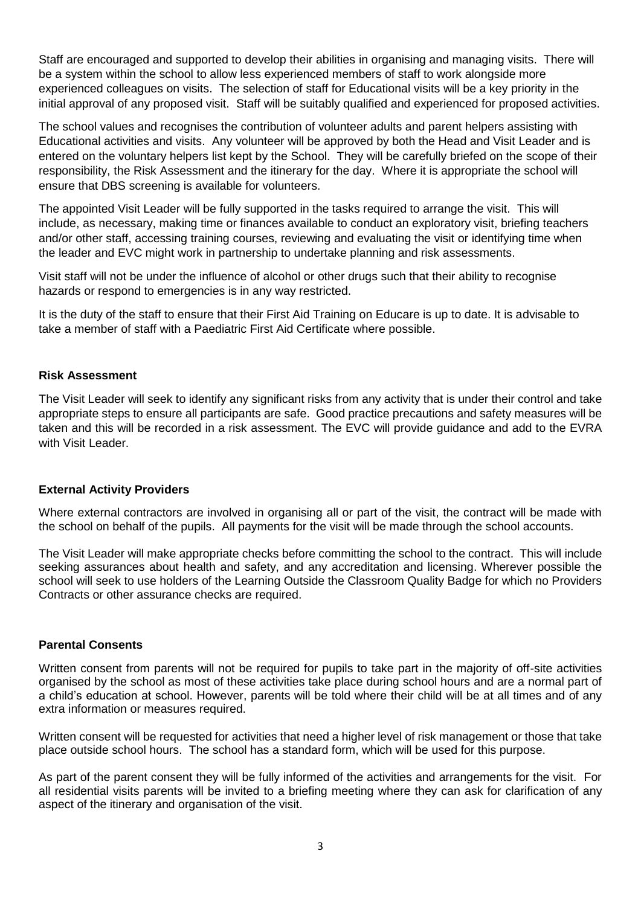Staff are encouraged and supported to develop their abilities in organising and managing visits. There will be a system within the school to allow less experienced members of staff to work alongside more experienced colleagues on visits. The selection of staff for Educational visits will be a key priority in the initial approval of any proposed visit. Staff will be suitably qualified and experienced for proposed activities.

The school values and recognises the contribution of volunteer adults and parent helpers assisting with Educational activities and visits. Any volunteer will be approved by both the Head and Visit Leader and is entered on the voluntary helpers list kept by the School. They will be carefully briefed on the scope of their responsibility, the Risk Assessment and the itinerary for the day. Where it is appropriate the school will ensure that DBS screening is available for volunteers.

The appointed Visit Leader will be fully supported in the tasks required to arrange the visit. This will include, as necessary, making time or finances available to conduct an exploratory visit, briefing teachers and/or other staff, accessing training courses, reviewing and evaluating the visit or identifying time when the leader and EVC might work in partnership to undertake planning and risk assessments.

Visit staff will not be under the influence of alcohol or other drugs such that their ability to recognise hazards or respond to emergencies is in any way restricted.

It is the duty of the staff to ensure that their First Aid Training on Educare is up to date. It is advisable to take a member of staff with a Paediatric First Aid Certificate where possible.

**Risk Assessment**

The Visit Leader will seek to identify any significant risks from any activity that is under their control and take appropriate steps to ensure all participants are safe. Good practice precautions and safety measures will be taken and this will be recorded in a risk assessment. The EVC will provide guidance and add to the EVRA with Visit Leader.

**External Activity Providers**

Where external contractors are involved in organising all or part of the visit, the contract will be made with the school on behalf of the pupils. All payments for the visit will be made through the school accounts.

The Visit Leader will make appropriate checks before committing the school to the contract. This will include seeking assurances about health and safety, and any accreditation and licensing. Wherever possible the school will seek to use holders of the Learning Outside the Classroom Quality Badge for which no Providers Contracts or other assurance checks are required.

**Parental Consents**

Written consent from parents will not be required for pupils to take part in the majority of off-site activities organised by the school as most of these activities take place during school hours and are a normal part of a child's education at school. However, parents will be told where their child will be at all times and of any extra information or measures required.

Written consent will be requested for activities that need a higher level of risk management or those that take place outside school hours. The school has a standard form, which will be used for this purpose.

As part of the parent consent they will be fully informed of the activities and arrangements for the visit. For all residential visits parents will be invited to a briefing meeting where they can ask for clarification of any aspect of the itinerary and organisation of the visit.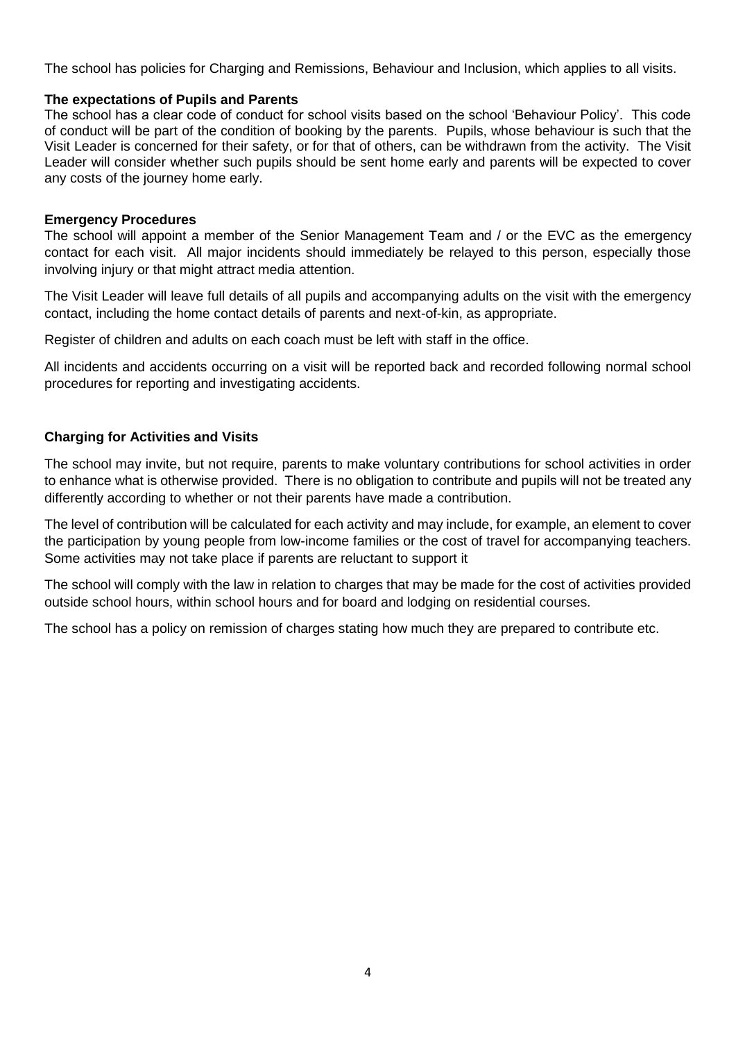The school has policies for Charging and Remissions, Behaviour and Inclusion, which applies to all visits.

**The expectations of Pupils and Parents**

The school has a clear code of conduct for school visits based on the school 'Behaviour Policy'. This code of conduct will be part of the condition of booking by the parents. Pupils, whose behaviour is such that the Visit Leader is concerned for their safety, or for that of others, can be withdrawn from the activity. The Visit Leader will consider whether such pupils should be sent home early and parents will be expected to cover any costs of the journey home early.

**Emergency Procedures**

The school will appoint a member of the Senior Management Team and / or the EVC as the emergency contact for each visit. All major incidents should immediately be relayed to this person, especially those involving injury or that might attract media attention.

The Visit Leader will leave full details of all pupils and accompanying adults on the visit with the emergency contact, including the home contact details of parents and next-of-kin, as appropriate.

Register of children and adults on each coach must be left with staff in the office.

All incidents and accidents occurring on a visit will be reported back and recorded following normal school procedures for reporting and investigating accidents.

**Charging for Activities and Visits**

The school may invite, but not require, parents to make voluntary contributions for school activities in order to enhance what is otherwise provided. There is no obligation to contribute and pupils will not be treated any differently according to whether or not their parents have made a contribution.

The level of contribution will be calculated for each activity and may include, for example, an element to cover the participation by young people from low-income families or the cost of travel for accompanying teachers. Some activities may not take place if parents are reluctant to support it

The school will comply with the law in relation to charges that may be made for the cost of activities provided outside school hours, within school hours and for board and lodging on residential courses.

The school has a policy on remission of charges stating how much they are prepared to contribute etc.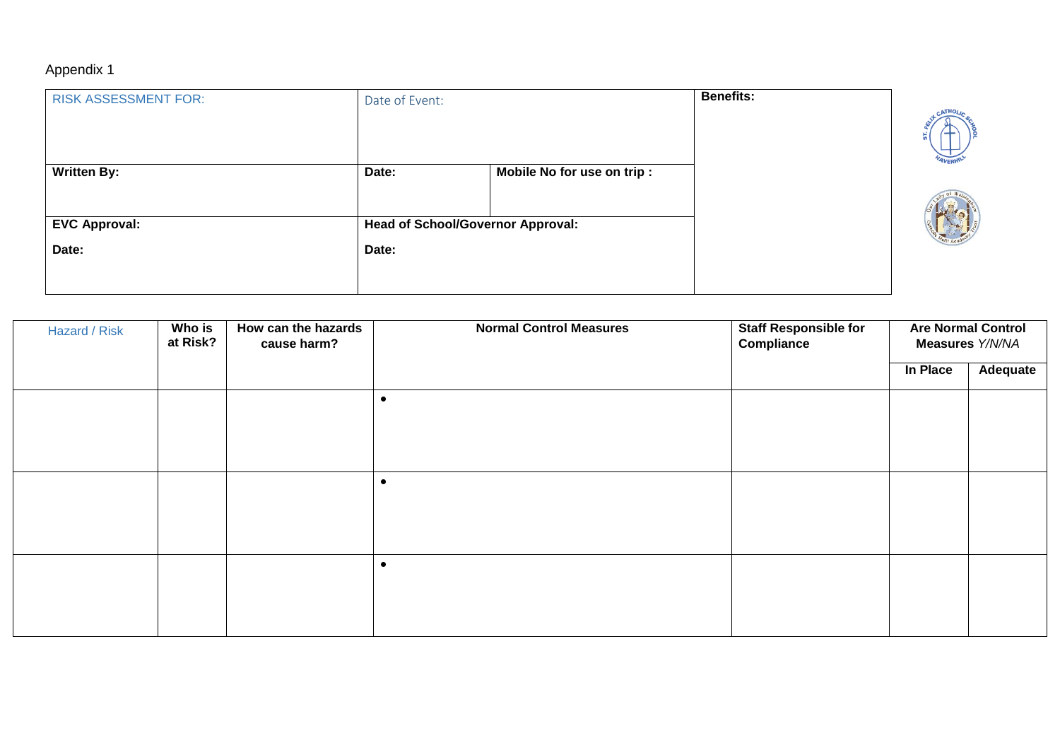Appendix 1

| RISK ASSESSMENT FOR: | Date of Event: | | **Benefits:** |
|---|---|---|---|
| **Written By:** | **Date:** | **Mobile No for use on trip :** | |
| **EVC Approval:**<br><br>**Date:** | **Head of School/Governor Approval:**<br><br>**Date:** | | |

| Hazard / Risk | Who is at Risk? | How can the hazards cause harm? | Normal Control Measures | Staff Responsible for Compliance | Are Normal Control Measures *Y/N/NA* | |
|---|---|---|---|---|---|---|
| | | | | | **In Place** | **Adequate** |
| | | | • | | | |
| | | | • | | | |
| | | | • | | | |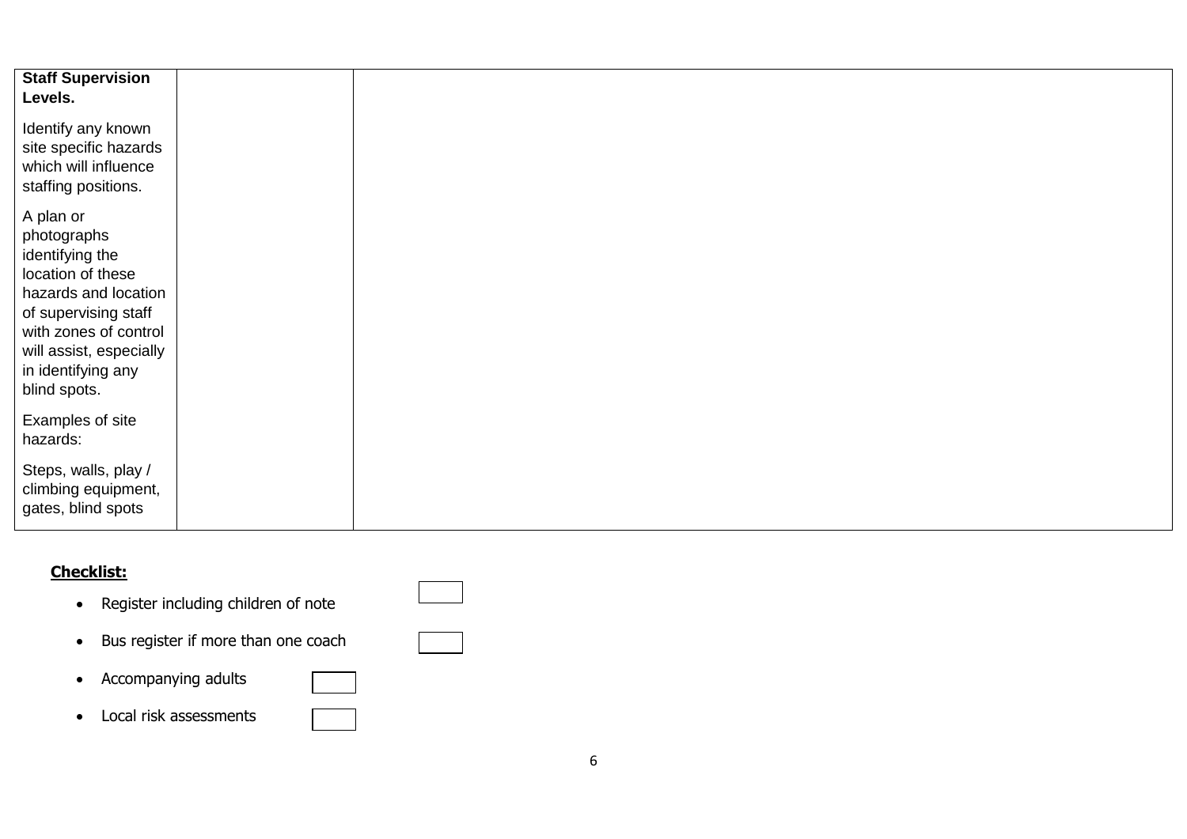| **Staff Supervision Levels.**<br><br>Identify any known site specific hazards which will influence staffing positions.<br><br>A plan or photographs identifying the location of these hazards and location of supervising staff with zones of control will assist, especially in identifying any blind spots.<br><br>Examples of site hazards:<br><br>Steps, walls, play / climbing equipment, gates, blind spots | | |
|---|---|---|

**Checklist:**

- Register including children of note ☐
- Bus register if more than one coach ☐
- Accompanying adults ☐
- Local risk assessments ☐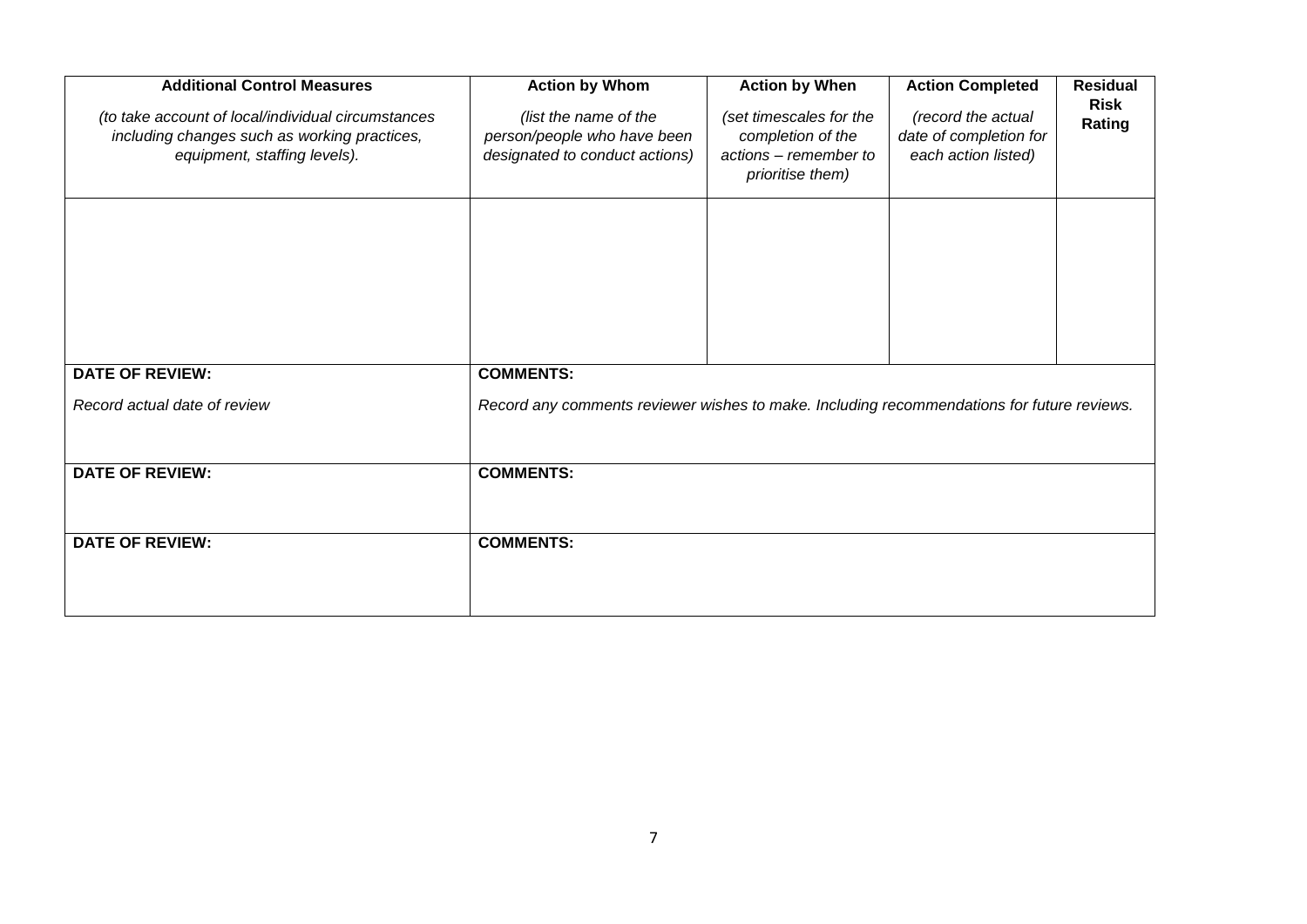| **Additional Control Measures**<br>*(to take account of local/individual circumstances including changes such as working practices, equipment, staffing levels).* | **Action by Whom**<br>*(list the name of the person/people who have been designated to conduct actions)* | **Action by When**<br>*(set timescales for the completion of the actions – remember to prioritise them)* | **Action Completed**<br>*(record the actual date of completion for each action listed)* | **Residual Risk Rating** |
|---|---|---|---|---|
| | | | | |

| | |
|---|---|
| **DATE OF REVIEW:**<br>*Record actual date of review* | **COMMENTS:**<br>*Record any comments reviewer wishes to make. Including recommendations for future reviews.* |
| **DATE OF REVIEW:** | **COMMENTS:** |
| **DATE OF REVIEW:** | **COMMENTS:** |